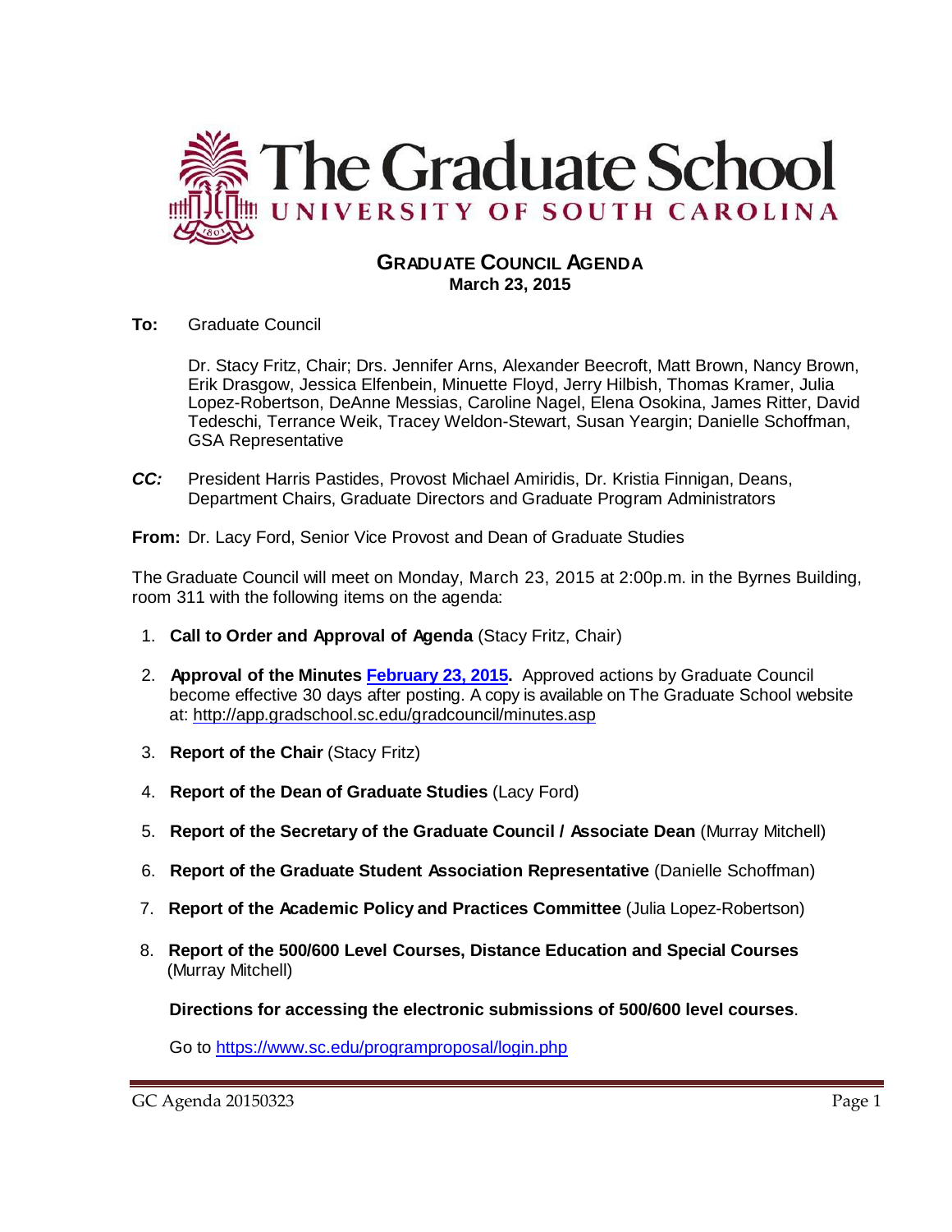# The Graduate School
## UNIVERSITY OF SOUTH CAROLINA

### GRADUATE COUNCIL AGENDA
**March 23, 2015**

**To:** Graduate Council

Dr. Stacy Fritz, Chair; Drs. Jennifer Arns, Alexander Beecroft, Matt Brown, Nancy Brown, Erik Drasgow, Jessica Elfenbein, Minuette Floyd, Jerry Hilbish, Thomas Kramer, Julia Lopez-Robertson, DeAnne Messias, Caroline Nagel, Elena Osokina, James Ritter, David Tedeschi, Terrance Weik, Tracey Weldon-Stewart, Susan Yeargin; Danielle Schoffman, GSA Representative

***CC:*** President Harris Pastides, Provost Michael Amiridis, Dr. Kristia Finnigan, Deans, Department Chairs, Graduate Directors and Graduate Program Administrators

**From:** Dr. Lacy Ford, Senior Vice Provost and Dean of Graduate Studies

The Graduate Council will meet on Monday, March 23, 2015 at 2:00p.m. in the Byrnes Building, room 311 with the following items on the agenda:

1. **Call to Order and Approval of Agenda** (Stacy Fritz, Chair)
2. **Approval of the Minutes [February 23, 2015](February 23, 2015).** Approved actions by Graduate Council become effective 30 days after posting. A copy is available on The Graduate School website at: http://app.gradschool.sc.edu/gradcouncil/minutes.asp
3. **Report of the Chair** (Stacy Fritz)
4. **Report of the Dean of Graduate Studies** (Lacy Ford)
5. **Report of the Secretary of the Graduate Council / Associate Dean** (Murray Mitchell)
6. **Report of the Graduate Student Association Representative** (Danielle Schoffman)
7. **Report of the Academic Policy and Practices Committee** (Julia Lopez-Robertson)
8. **Report of the 500/600 Level Courses, Distance Education and Special Courses** (Murray Mitchell)

   **Directions for accessing the electronic submissions of 500/600 level courses**.

   Go to https://www.sc.edu/programproposal/login.php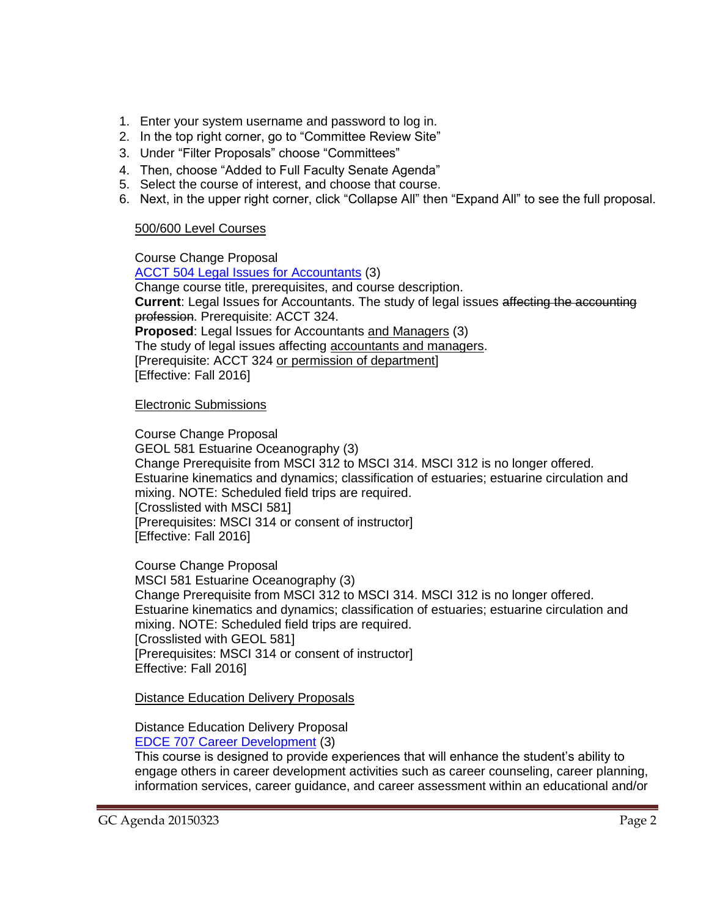1. Enter your system username and password to log in.
2. In the top right corner, go to "Committee Review Site"
3. Under "Filter Proposals" choose "Committees"
4. Then, choose "Added to Full Faculty Senate Agenda"
5. Select the course of interest, and choose that course.
6. Next, in the upper right corner, click "Collapse All" then "Expand All" to see the full proposal.

<u>500/600 Level Courses</u>

Course Change Proposal
<u>ACCT 504 Legal Issues for Accountants</u> (3)
Change course title, prerequisites, and course description.
**Current**: Legal Issues for Accountants. The study of legal issues ~~affecting the accounting profession~~. Prerequisite: ACCT 324.
**Proposed**: Legal Issues for Accountants <u>and Managers</u> (3)
The study of legal issues affecting <u>accountants and managers</u>.
[Prerequisite: ACCT 324 <u>or permission of department</u>]
[Effective: Fall 2016]

<u>Electronic Submissions</u>

Course Change Proposal
GEOL 581 Estuarine Oceanography (3)
Change Prerequisite from MSCI 312 to MSCI 314. MSCI 312 is no longer offered.
Estuarine kinematics and dynamics; classification of estuaries; estuarine circulation and mixing. NOTE: Scheduled field trips are required.
[Crosslisted with MSCI 581]
[Prerequisites: MSCI 314 or consent of instructor]
[Effective: Fall 2016]

Course Change Proposal
MSCI 581 Estuarine Oceanography (3)
Change Prerequisite from MSCI 312 to MSCI 314. MSCI 312 is no longer offered.
Estuarine kinematics and dynamics; classification of estuaries; estuarine circulation and mixing. NOTE: Scheduled field trips are required.
[Crosslisted with GEOL 581]
[Prerequisites: MSCI 314 or consent of instructor]
Effective: Fall 2016]

<u>Distance Education Delivery Proposals</u>

Distance Education Delivery Proposal
<u>EDCE 707 Career Development</u> (3)
This course is designed to provide experiences that will enhance the student's ability to engage others in career development activities such as career counseling, career planning, information services, career guidance, and career assessment within an educational and/or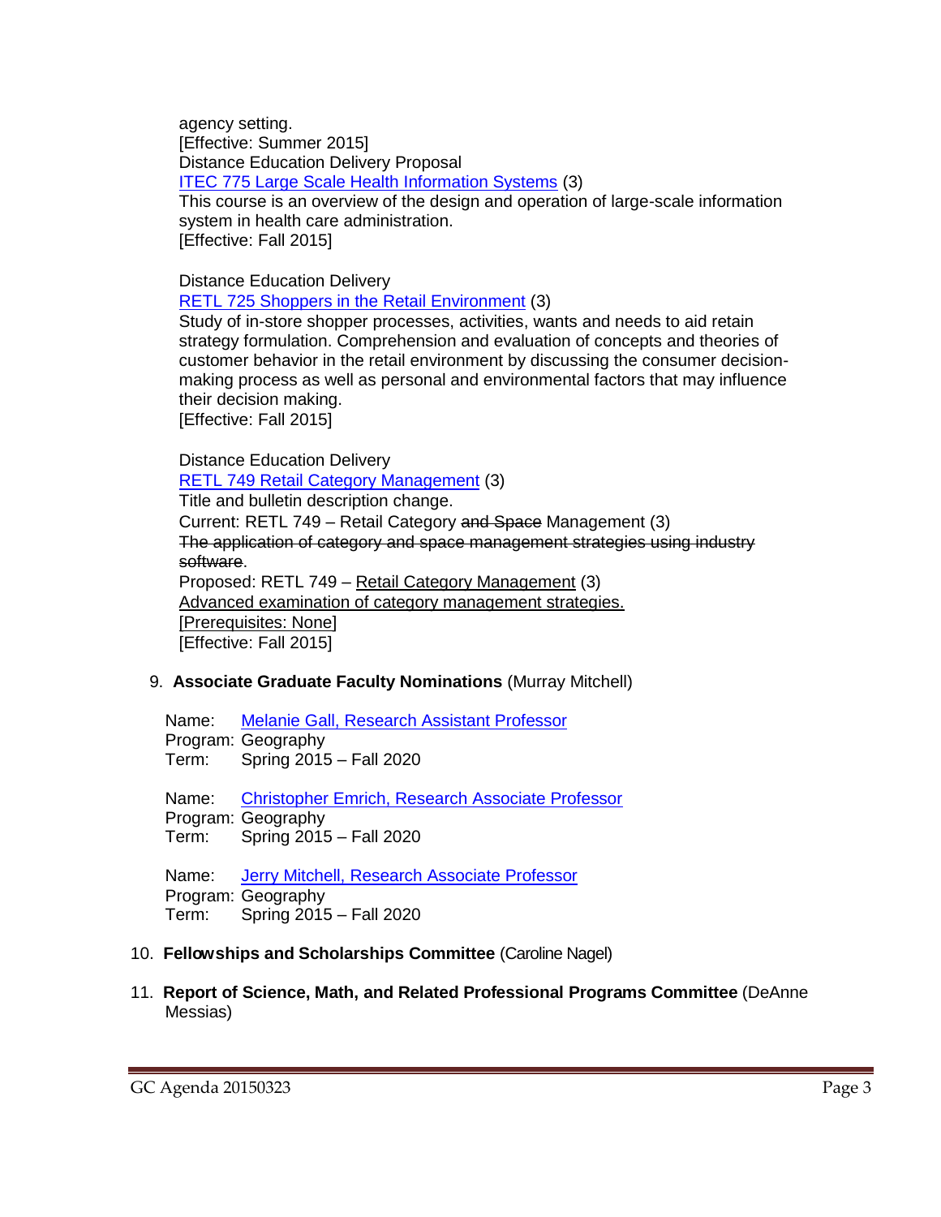agency setting.
[Effective: Summer 2015]
Distance Education Delivery Proposal
ITEC 775 Large Scale Health Information Systems (3)
This course is an overview of the design and operation of large-scale information system in health care administration.
[Effective: Fall 2015]

Distance Education Delivery
RETL 725 Shoppers in the Retail Environment (3)
Study of in-store shopper processes, activities, wants and needs to aid retain strategy formulation. Comprehension and evaluation of concepts and theories of customer behavior in the retail environment by discussing the consumer decision-making process as well as personal and environmental factors that may influence their decision making.
[Effective: Fall 2015]

Distance Education Delivery
RETL 749 Retail Category Management (3)
Title and bulletin description change.
Current: RETL 749 – Retail Category ~~and Space~~ Management (3)
~~The application of category and space management strategies using industry software~~.
Proposed: RETL 749 – <u>Retail Category Management</u> (3)
<u>Advanced examination of category management strategies.</u>
<u>[Prerequisites: None]</u>
[Effective: Fall 2015]

9. **Associate Graduate Faculty Nominations** (Murray Mitchell)

Name: Melanie Gall, Research Assistant Professor
Program: Geography
Term: Spring 2015 – Fall 2020

Name: Christopher Emrich, Research Associate Professor
Program: Geography
Term: Spring 2015 – Fall 2020

Name: Jerry Mitchell, Research Associate Professor
Program: Geography
Term: Spring 2015 – Fall 2020

10. **Fellowships and Scholarships Committee** (Caroline Nagel)

11. **Report of Science, Math, and Related Professional Programs Committee** (DeAnne Messias)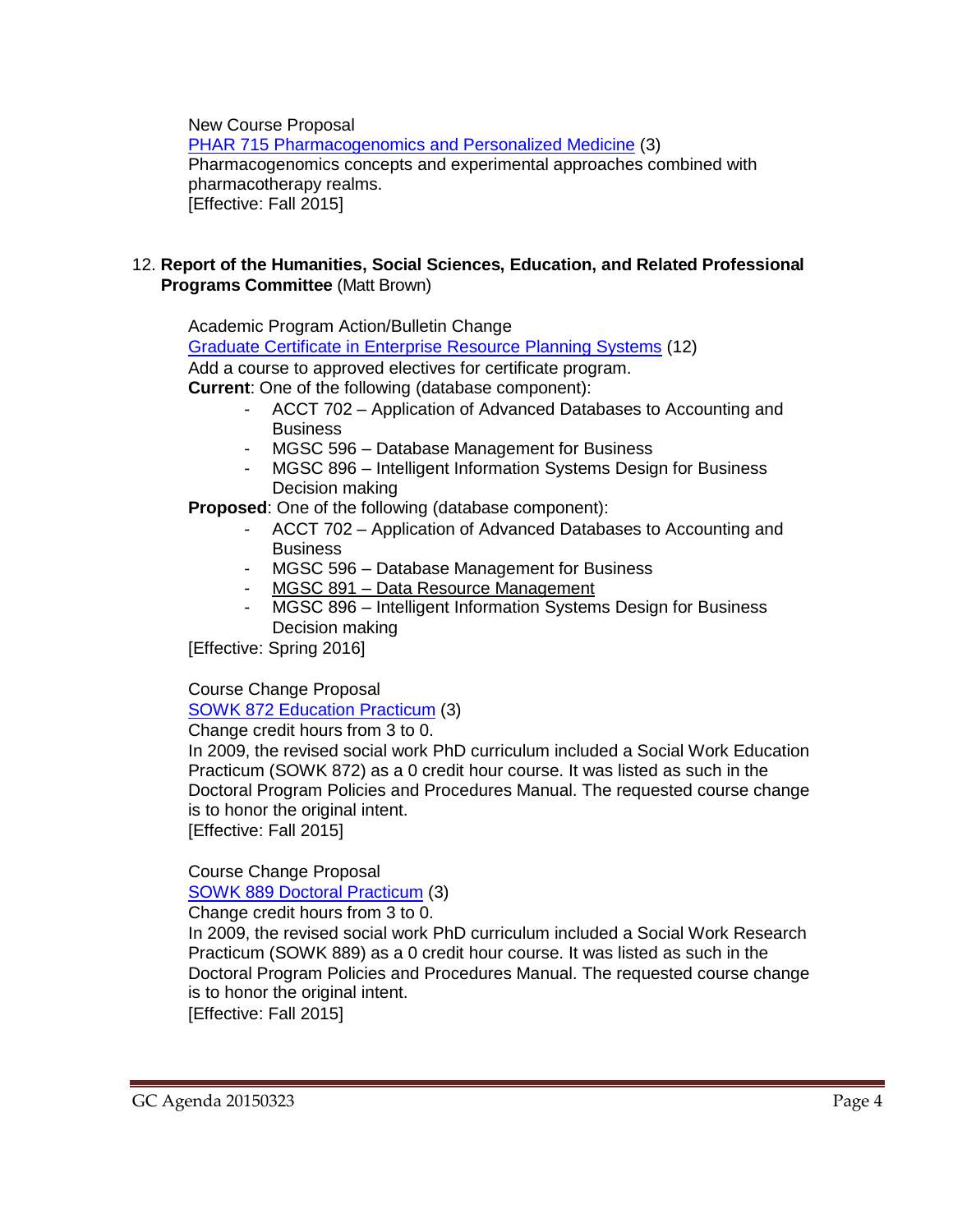New Course Proposal

PHAR 715 Pharmacogenomics and Personalized Medicine (3)

Pharmacogenomics concepts and experimental approaches combined with pharmacotherapy realms.

[Effective: Fall 2015]

12. **Report of the Humanities, Social Sciences, Education, and Related Professional Programs Committee** (Matt Brown)

Academic Program Action/Bulletin Change

Graduate Certificate in Enterprise Resource Planning Systems (12)

Add a course to approved electives for certificate program.

**Current**: One of the following (database component):

- ACCT 702 – Application of Advanced Databases to Accounting and Business
- MGSC 596 – Database Management for Business
- MGSC 896 – Intelligent Information Systems Design for Business Decision making

**Proposed**: One of the following (database component):

- ACCT 702 – Application of Advanced Databases to Accounting and Business
- MGSC 596 – Database Management for Business
- <u>MGSC 891 – Data Resource Management</u>
- MGSC 896 – Intelligent Information Systems Design for Business Decision making

[Effective: Spring 2016]

Course Change Proposal

SOWK 872 Education Practicum (3)

Change credit hours from 3 to 0.

In 2009, the revised social work PhD curriculum included a Social Work Education Practicum (SOWK 872) as a 0 credit hour course. It was listed as such in the Doctoral Program Policies and Procedures Manual. The requested course change is to honor the original intent.

[Effective: Fall 2015]

Course Change Proposal

SOWK 889 Doctoral Practicum (3)

Change credit hours from 3 to 0.

In 2009, the revised social work PhD curriculum included a Social Work Research Practicum (SOWK 889) as a 0 credit hour course. It was listed as such in the Doctoral Program Policies and Procedures Manual. The requested course change is to honor the original intent.

[Effective: Fall 2015]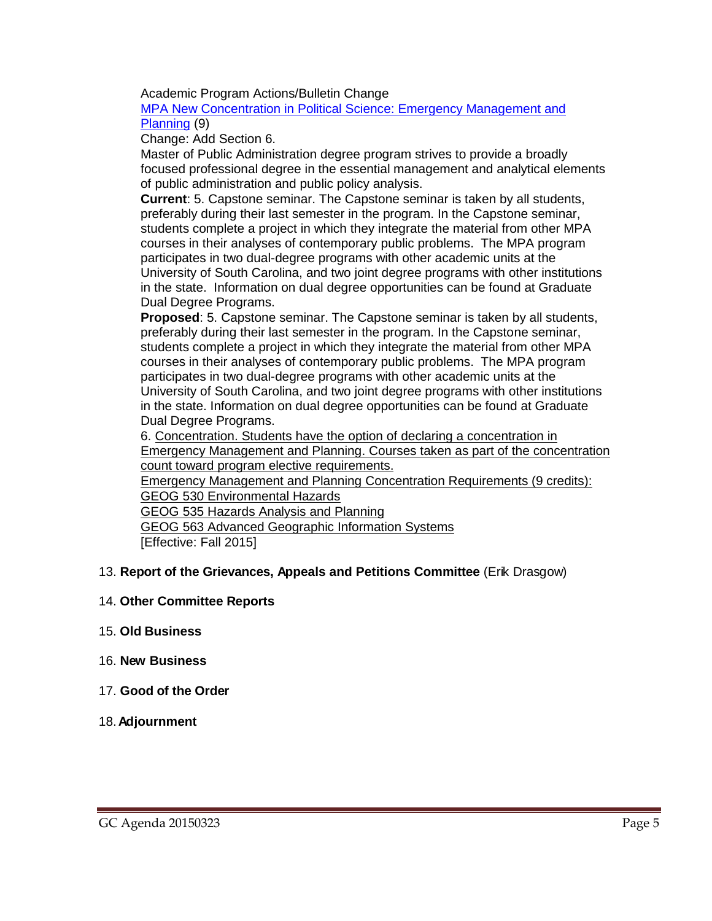Academic Program Actions/Bulletin Change

[MPA New Concentration in Political Science: Emergency Management and Planning] (9)

Change: Add Section 6.

Master of Public Administration degree program strives to provide a broadly focused professional degree in the essential management and analytical elements of public administration and public policy analysis.

**Current**: 5. Capstone seminar. The Capstone seminar is taken by all students, preferably during their last semester in the program. In the Capstone seminar, students complete a project in which they integrate the material from other MPA courses in their analyses of contemporary public problems. The MPA program participates in two dual-degree programs with other academic units at the University of South Carolina, and two joint degree programs with other institutions in the state. Information on dual degree opportunities can be found at Graduate Dual Degree Programs.

**Proposed**: 5. Capstone seminar. The Capstone seminar is taken by all students, preferably during their last semester in the program. In the Capstone seminar, students complete a project in which they integrate the material from other MPA courses in their analyses of contemporary public problems. The MPA program participates in two dual-degree programs with other academic units at the University of South Carolina, and two joint degree programs with other institutions in the state. Information on dual degree opportunities can be found at Graduate Dual Degree Programs.

6. Concentration. Students have the option of declaring a concentration in Emergency Management and Planning. Courses taken as part of the concentration count toward program elective requirements.

Emergency Management and Planning Concentration Requirements (9 credits):

GEOG 530 Environmental Hazards

GEOG 535 Hazards Analysis and Planning

GEOG 563 Advanced Geographic Information Systems

[Effective: Fall 2015]

13. **Report of the Grievances, Appeals and Petitions Committee** (Erik Drasgow)

14. **Other Committee Reports**

15. **Old Business**

16. **New Business**

17. **Good of the Order**

18. **Adjournment**